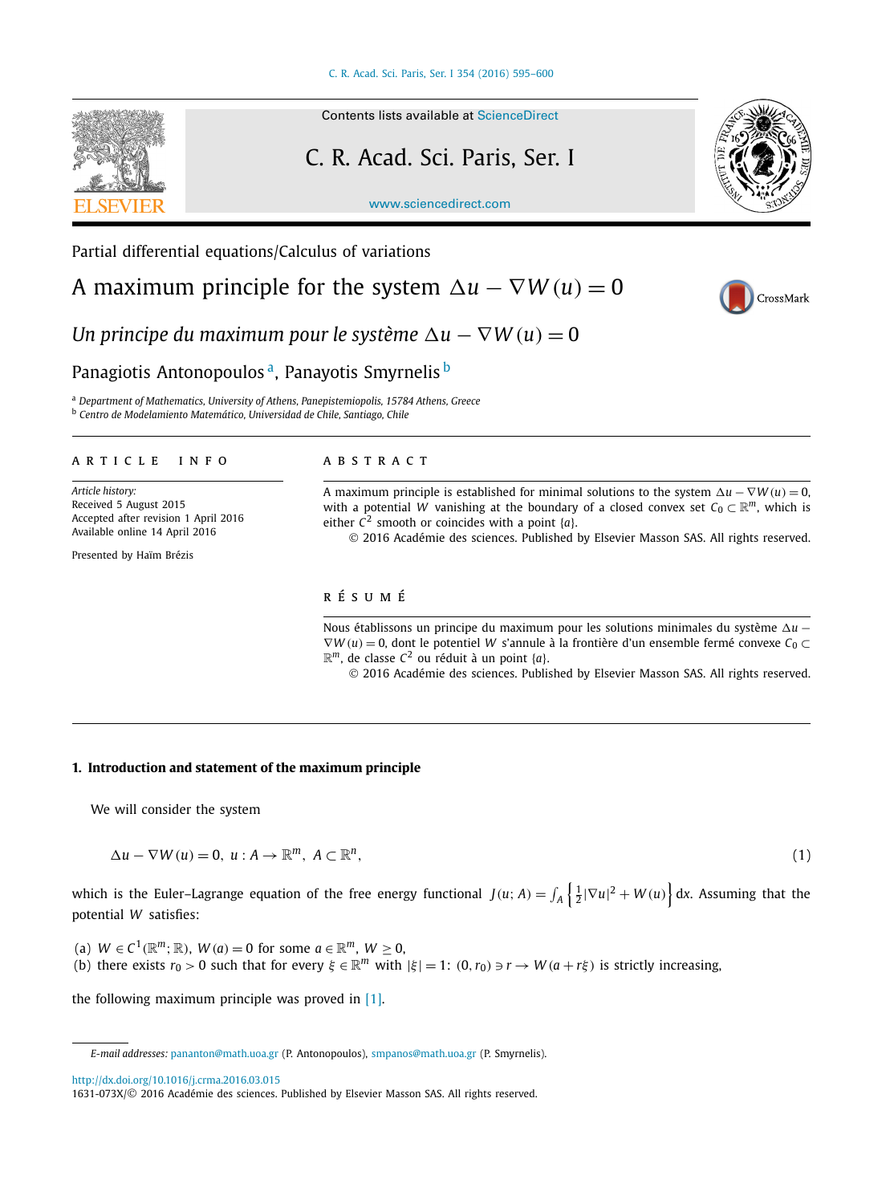Partial differential equations/Calculus of variations

# A maximum principle for the system $\Delta u - \nabla W(u) = 0$

*Un principe du maximum pour le système $\Delta u - \nabla W(u) = 0$*

Panagiotis Antonopoulos [a], Panayotis Smyrnelis [b]

[a] *Department of Mathematics, University of Athens, Panepistemiopolis, 15784 Athens, Greece*
[b] *Centro de Modelamiento Matemático, Universidad de Chile, Santiago, Chile*

**ARTICLE INFO**

*Article history:*
Received 5 August 2015
Accepted after revision 1 April 2016
Available online 14 April 2016

Presented by Haïm Brézis

**ABSTRACT**

A maximum principle is established for minimal solutions to the system $\Delta u - \nabla W(u) = 0$, with a potential $W$ vanishing at the boundary of a closed convex set $C_0 \subset \mathbb{R}^m$, which is either $C^2$ smooth or coincides with a point $\{a\}$.

© 2016 Académie des sciences. Published by Elsevier Masson SAS. All rights reserved.

**RÉSUMÉ**

Nous établissons un principe du maximum pour les solutions minimales du système $\Delta u - \nabla W(u) = 0$, dont le potentiel $W$ s'annule à la frontière d'un ensemble fermé convexe $C_0 \subset \mathbb{R}^m$, de classe $C^2$ ou réduit à un point $\{a\}$.

© 2016 Académie des sciences. Published by Elsevier Masson SAS. All rights reserved.

## 1. Introduction and statement of the maximum principle

We will consider the system

$$\Delta u - \nabla W(u) = 0, \; u : A \to \mathbb{R}^m, \; A \subset \mathbb{R}^n, \tag{1}$$

which is the Euler–Lagrange equation of the free energy functional $J(u; A) = \int_A \left\{ \frac{1}{2} |\nabla u|^2 + W(u) \right\} \mathrm{d}x$. Assuming that the potential $W$ satisfies:

(a) $W \in C^1(\mathbb{R}^m; \mathbb{R})$, $W(a) = 0$ for some $a \in \mathbb{R}^m$, $W \geq 0$,
(b) there exists $r_0 > 0$ such that for every $\xi \in \mathbb{R}^m$ with $|\xi| = 1$: $(0, r_0) \ni r \to W(a + r\xi)$ is strictly increasing,

the following maximum principle was proved in [1].

*E-mail addresses:* pananton@math.uoa.gr (P. Antonopoulos), smpanos@math.uoa.gr (P. Smyrnelis).

http://dx.doi.org/10.1016/j.crma.2016.03.015
1631-073X/© 2016 Académie des sciences. Published by Elsevier Masson SAS. All rights reserved.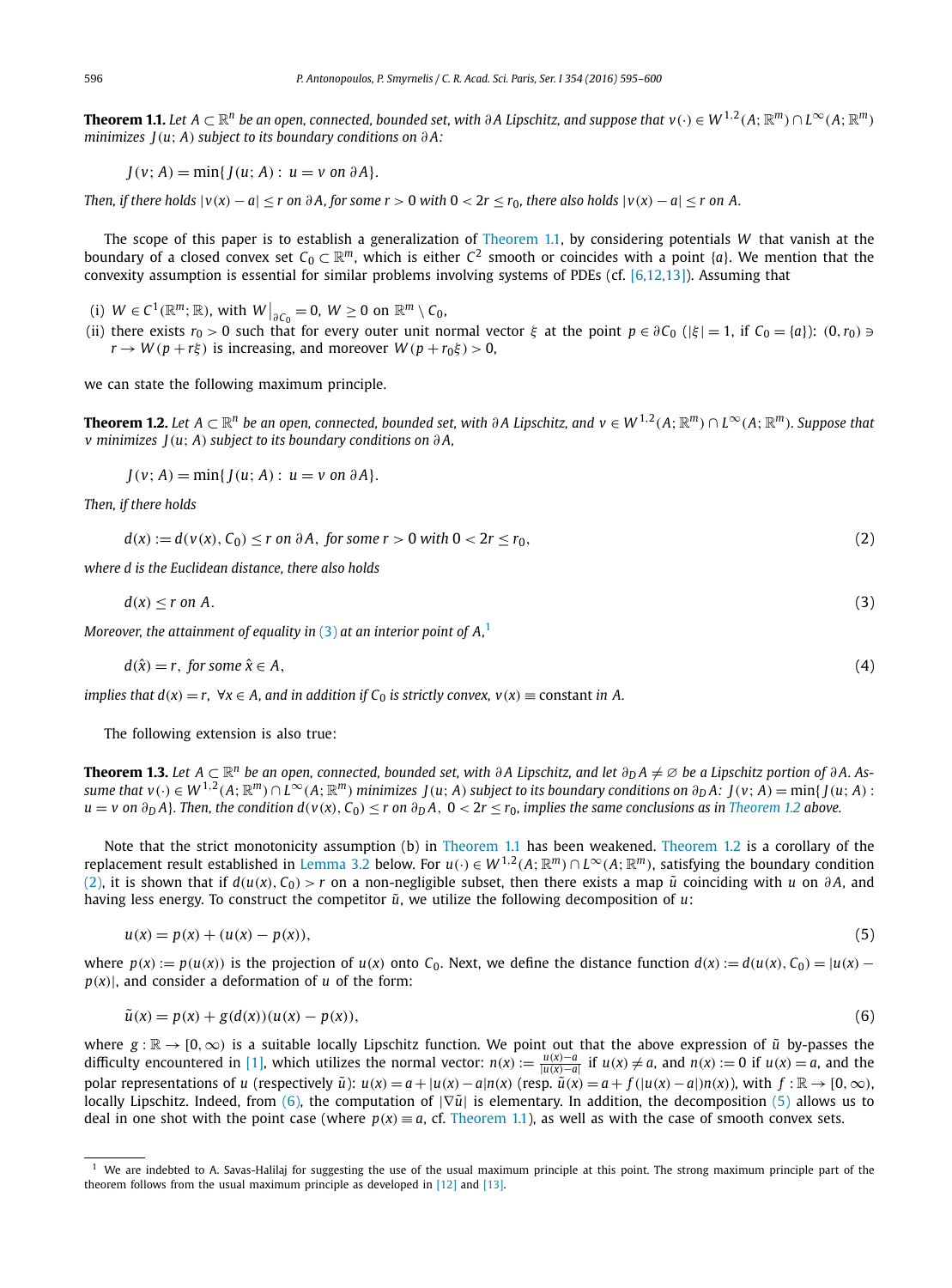**Theorem 1.1.** *Let $A \subset \mathbb{R}^n$ be an open, connected, bounded set, with $\partial A$ Lipschitz, and suppose that $v(\cdot) \in W^{1,2}(A;\mathbb{R}^m) \cap L^\infty(A;\mathbb{R}^m)$ minimizes $J(u;A)$ subject to its boundary conditions on $\partial A$:*

$$J(v;A) = \min\{J(u;A) : \ u = v \text{ on } \partial A\}.$$

*Then, if there holds $|v(x) - a| \leq r$ on $\partial A$, for some $r > 0$ with $0 < 2r \leq r_0$, there also holds $|v(x) - a| \leq r$ on $A$.*

The scope of this paper is to establish a generalization of Theorem 1.1, by considering potentials $W$ that vanish at the boundary of a closed convex set $C_0 \subset \mathbb{R}^m$, which is either $C^2$ smooth or coincides with a point $\{a\}$. We mention that the convexity assumption is essential for similar problems involving systems of PDEs (cf. [6,12,13]). Assuming that

(i) $W \in C^1(\mathbb{R}^m;\mathbb{R})$, with $W\big|_{\partial C_0} = 0$, $W \geq 0$ on $\mathbb{R}^m \setminus C_0$,
(ii) there exists $r_0 > 0$ such that for every outer unit normal vector $\xi$ at the point $p \in \partial C_0$ ($|\xi| = 1$, if $C_0 = \{a\}$): $(0, r_0) \ni r \to W(p + r\xi)$ is increasing, and moreover $W(p + r_0\xi) > 0$,

we can state the following maximum principle.

**Theorem 1.2.** *Let $A \subset \mathbb{R}^n$ be an open, connected, bounded set, with $\partial A$ Lipschitz, and $v \in W^{1,2}(A;\mathbb{R}^m) \cap L^\infty(A;\mathbb{R}^m)$. Suppose that $v$ minimizes $J(u;A)$ subject to its boundary conditions on $\partial A$,*

$$J(v;A) = \min\{J(u;A) : \ u = v \text{ on } \partial A\}.$$

*Then, if there holds*

$$d := d(v(x), C_0) \leq r \text{ on } \partial A, \text{ for some } r > 0 \text{ with } 0 < 2r \leq r_0, \tag{2}$$

*where $d$ is the Euclidean distance, there also holds*

$$d(x) \leq r \text{ on } A. \tag{3}$$

*Moreover, the attainment of equality in (3) at an interior point of $A$,*[1]

$$d(\hat{x}) = r, \text{ for some } \hat{x} \in A, \tag{4}$$

*implies that $d(x) = r$, $\forall x \in A$, and in addition if $C_0$ is strictly convex, $v(x) \equiv$ constant in $A$.*

The following extension is also true:

**Theorem 1.3.** *Let $A \subset \mathbb{R}^n$ be an open, connected, bounded set, with $\partial A$ Lipschitz, and let $\partial_D A \neq \varnothing$ be a Lipschitz portion of $\partial A$. Assume that $v(\cdot) \in W^{1,2}(A;\mathbb{R}^m) \cap L^\infty(A;\mathbb{R}^m)$ minimizes $J(u;A)$ subject to its boundary conditions on $\partial_D A$: $J(v;A) = \min\{J(u;A) : u = v \text{ on } \partial_D A\}$. Then, the condition $d(v(x), C_0) \leq r$ on $\partial_D A$, $0 < 2r \leq r_0$, implies the same conclusions as in Theorem 1.2 above.*

Note that the strict monotonicity assumption (b) in Theorem 1.1 has been weakened. Theorem 1.2 is a corollary of the replacement result established in Lemma 3.2 below. For $u(\cdot) \in W^{1,2}(A;\mathbb{R}^m) \cap L^\infty(A;\mathbb{R}^m)$, satisfying the boundary condition (2), it is shown that if $d(u(x), C_0) > r$ on a non-negligible subset, then there exists a map $\tilde{u}$ coinciding with $u$ on $\partial A$, and having less energy. To construct the competitor $\tilde{u}$, we utilize the following decomposition of $u$:

$$u(x) = p(x) + (u(x) - p(x)), \tag{5}$$

where $p(x) := p(u(x))$ is the projection of $u(x)$ onto $C_0$. Next, we define the distance function $d(x) := d(u(x), C_0) = |u(x) - p(x)|$, and consider a deformation of $u$ of the form:

$$\tilde{u}(x) = p(x) + g(d(x))(u(x) - p(x)), \tag{6}$$

where $g : \mathbb{R} \to [0, \infty)$ is a suitable locally Lipschitz function. We point out that the above expression of $\tilde{u}$ by-passes the difficulty encountered in [1], which utilizes the normal vector: $n(x) := \frac{u(x)-a}{|u(x)-a|}$ if $u(x) \neq a$, and $n(x) := 0$ if $u(x) = a$, and the polar representations of $u$ (respectively $\tilde{u}$): $u(x) = a + |u(x) - a|n(x)$ (resp. $\tilde{u}(x) = a + f(|u(x) - a|)n(x)$), with $f : \mathbb{R} \to [0, \infty)$, locally Lipschitz. Indeed, from (6), the computation of $|\nabla \tilde{u}|$ is elementary. In addition, the decomposition (5) allows us to deal in one shot with the point case (where $p(x) \equiv a$, cf. Theorem 1.1), as well as with the case of smooth convex sets.

---

[1] We are indebted to A. Savas-Halilaj for suggesting the use of the usual maximum principle at this point. The strong maximum principle part of the theorem follows from the usual maximum principle as developed in [12] and [13].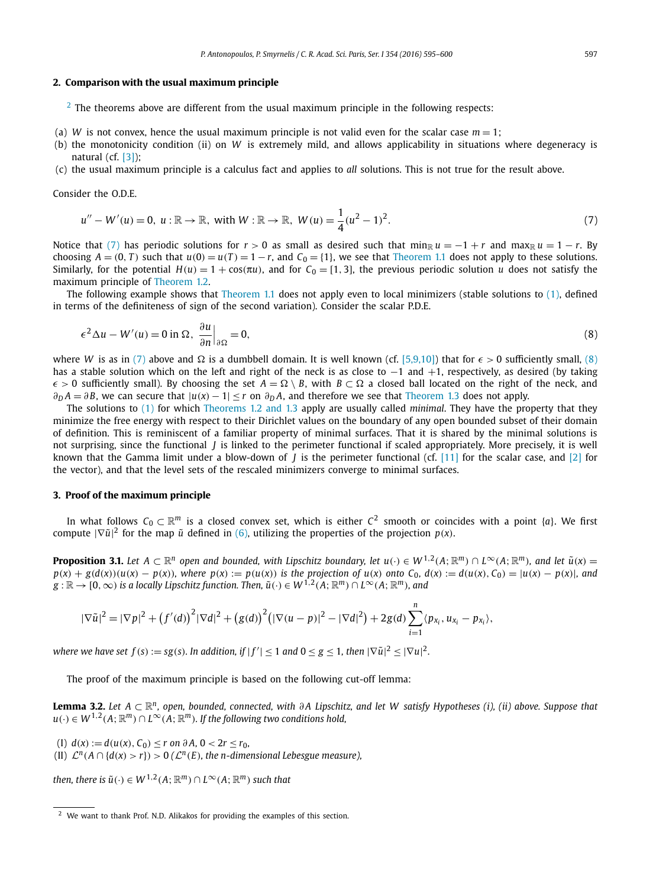## 2. Comparison with the usual maximum principle

[2] The theorems above are different from the usual maximum principle in the following respects:

(a) $W$ is not convex, hence the usual maximum principle is not valid even for the scalar case $m = 1$;
(b) the monotonicity condition (ii) on $W$ is extremely mild, and allows applicability in situations where degeneracy is natural (cf. [3]);
(c) the usual maximum principle is a calculus fact and applies to *all* solutions. This is not true for the result above.

Consider the O.D.E.

$$u'' - W'(u) = 0, \; u : \mathbb{R} \to \mathbb{R}, \text{ with } W : \mathbb{R} \to \mathbb{R}, \; W(u) = \frac{1}{4}(u^2 - 1)^2. \tag{7}$$

Notice that (7) has periodic solutions for $r > 0$ as small as desired such that $\min_{\mathbb{R}} u = -1 + r$ and $\max_{\mathbb{R}} u = 1 - r$. By choosing $A = (0, T)$ such that $u(0) = u(T) = 1 - r$, and $C_0 = \{1\}$, we see that Theorem 1.1 does not apply to these solutions. Similarly, for the potential $H(u) = 1 + \cos(\pi u)$, and for $C_0 = [1, 3]$, the previous periodic solution $u$ does not satisfy the maximum principle of Theorem 1.2.

The following example shows that Theorem 1.1 does not apply even to local minimizers (stable solutions to (1), defined in terms of the definiteness of sign of the second variation). Consider the scalar P.D.E.

$$\epsilon^2 \Delta u - W'(u) = 0 \text{ in } \Omega, \; \frac{\partial u}{\partial n}\Big|_{\partial\Omega} = 0, \tag{8}$$

where $W$ is as in (7) above and $\Omega$ is a dumbbell domain. It is well known (cf. [5,9,10]) that for $\epsilon > 0$ sufficiently small, (8) has a stable solution which on the left and right of the neck is as close to $-1$ and $+1$, respectively, as desired (by taking $\epsilon > 0$ sufficiently small). By choosing the set $A = \Omega \setminus B$, with $B \subset \Omega$ a closed ball located on the right of the neck, and $\partial_D A = \partial B$, we can secure that $|u(x) - 1| \le r$ on $\partial_D A$, and therefore we see that Theorem 1.3 does not apply.

The solutions to (1) for which Theorems 1.2 and 1.3 apply are usually called *minimal*. They have the property that they minimize the free energy with respect to their Dirichlet values on the boundary of any open bounded subset of their domain of definition. This is reminiscent of a familiar property of minimal surfaces. That it is shared by the minimal solutions is not surprising, since the functional $J$ is linked to the perimeter functional if scaled appropriately. More precisely, it is well known that the Gamma limit under a blow-down of $J$ is the perimeter functional (cf. [11] for the scalar case, and [2] for the vector), and that the level sets of the rescaled minimizers converge to minimal surfaces.

## 3. Proof of the maximum principle

In what follows $C_0 \subset \mathbb{R}^m$ is a closed convex set, which is either $C^2$ smooth or coincides with a point $\{a\}$. We first compute $|\nabla \tilde{u}|^2$ for the map $\tilde{u}$ defined in (6), utilizing the properties of the projection $p(x)$.

**Proposition 3.1.** *Let $A \subset \mathbb{R}^n$ open and bounded, with Lipschitz boundary, let $u(\cdot) \in W^{1,2}(A; \mathbb{R}^m) \cap L^\infty(A; \mathbb{R}^m)$, and let $\tilde{u}(x) = p(x) + g(d(x))(u(x) - p(x))$, where $p(x) := p(u(x))$ is the projection of $u(x)$ onto $C_0$, $d(x) := d(u(x), C_0) = |u(x) - p(x)|$, and $g : \mathbb{R} \to [0, \infty)$ is a locally Lipschitz function. Then, $\tilde{u}(\cdot) \in W^{1,2}(A; \mathbb{R}^m) \cap L^\infty(A; \mathbb{R}^m)$, and*

$$|\nabla \tilde{u}|^2 = |\nabla p|^2 + \big(f'(d)\big)^2 |\nabla d|^2 + \big(g(d)\big)^2 \big(|\nabla(u - p)|^2 - |\nabla d|^2\big) + 2g(d) \sum_{i=1}^{n} \langle p_{x_i}, u_{x_i} - p_{x_i} \rangle,$$

*where we have set $f(s) := sg(s)$. In addition, if $|f'| \le 1$ and $0 \le g \le 1$, then $|\nabla \tilde{u}|^2 \le |\nabla u|^2$.*

The proof of the maximum principle is based on the following cut-off lemma:

**Lemma 3.2.** *Let $A \subset \mathbb{R}^n$, open, bounded, connected, with $\partial A$ Lipschitz, and let $W$ satisfy Hypotheses (i), (ii) above. Suppose that $u(\cdot) \in W^{1,2}(A; \mathbb{R}^m) \cap L^\infty(A; \mathbb{R}^m)$. If the following two conditions hold,*

(I) *$d(x) := d(u(x), C_0) \le r$ on $\partial A$, $0 < 2r \le r_0$,*
(II) *$\mathcal{L}^n(A \cap \{d(x) > r\}) > 0$ ($\mathcal{L}^n(E)$, the $n$-dimensional Lebesgue measure),*

*then, there is $\tilde{u}(\cdot) \in W^{1,2}(A; \mathbb{R}^m) \cap L^\infty(A; \mathbb{R}^m)$ such that*

---

[2] We want to thank Prof. N.D. Alikakos for providing the examples of this section.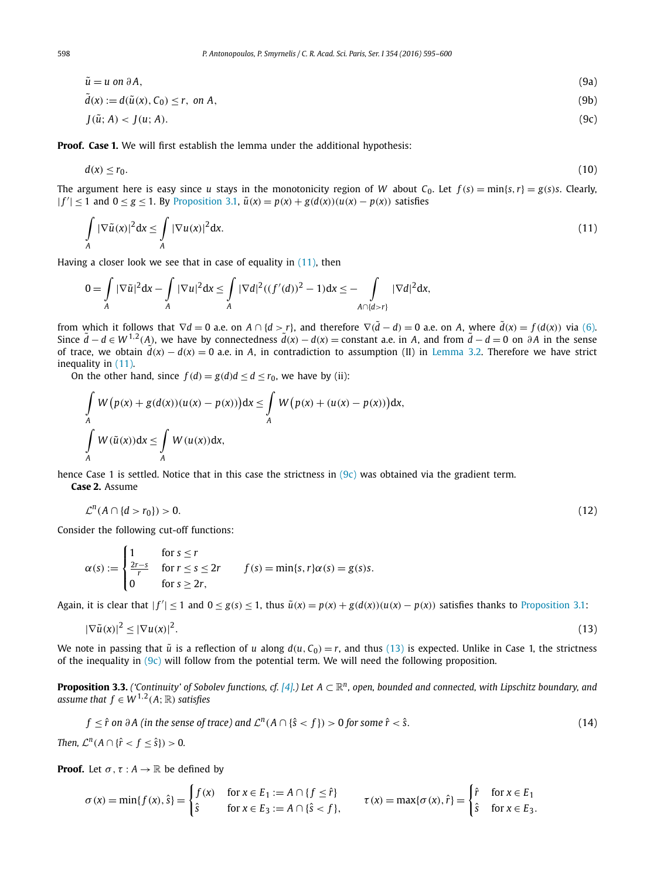$$\tilde{u} = u \text{ on } \partial A, \tag{9a}$$

$$\tilde{d}(x) := d(\tilde{u}(x), C_0) \leq r, \text{ on } A, \tag{9b}$$

$$J(\tilde{u}; A) < J(u; A). \tag{9c}$$

**Proof. Case 1.** We will first establish the lemma under the additional hypothesis:

$$d(x) \leq r_0. \tag{10}$$

The argument here is easy since $u$ stays in the monotonicity region of $W$ about $C_0$. Let $f(s) = \min\{s, r\} = g(s)s$. Clearly, $|f'| \leq 1$ and $0 \leq g \leq 1$. By Proposition 3.1, $\tilde{u}(x) = p(x) + g(d(x))(u(x) - p(x))$ satisfies

$$\int_A |\nabla \tilde{u}(x)|^2 \mathrm{d}x \leq \int_A |\nabla u(x)|^2 \mathrm{d}x. \tag{11}$$

Having a closer look we see that in case of equality in (11), then

$$0 = \int_A |\nabla \tilde{u}|^2 \mathrm{d}x - \int_A |\nabla u|^2 \mathrm{d}x \leq \int_A |\nabla d|^2((f'(d))^2 - 1)\mathrm{d}x \leq -\int_{A \cap \{d > r\}} |\nabla d|^2 \mathrm{d}x,$$

from which it follows that $\nabla d = 0$ a.e. on $A \cap \{d > r\}$, and therefore $\nabla(\tilde{d} - d) = 0$ a.e. on $A$, where $\tilde{d}(x) = f(d(x))$ via (6). Since $\tilde{d} - d \in W^{1,2}(A)$, we have by connectedness $\tilde{d}(x) - d(x) = $ constant a.e. in $A$, and from $\tilde{d} - d = 0$ on $\partial A$ in the sense of trace, we obtain $\tilde{d}(x) - d(x) = 0$ a.e. in $A$, in contradiction to assumption (II) in Lemma 3.2. Therefore we have strict inequality in (11).

On the other hand, since $f(d) = g(d)d \leq d \leq r_0$, we have by (ii):

$$\int_A W\big(p(x) + g(d(x))(u(x) - p(x))\big)\mathrm{d}x \leq \int_A W\big(p(x) + (u(x) - p(x))\big)\mathrm{d}x,$$

$$\int_A W(\tilde{u}(x))\mathrm{d}x \leq \int_A W(u(x))\mathrm{d}x,$$

hence Case 1 is settled. Notice that in this case the strictness in (9c) was obtained via the gradient term.

**Case 2.** Assume

$$\mathcal{L}^n(A \cap \{d > r_0\}) > 0. \tag{12}$$

Consider the following cut-off functions:

$$\alpha(s) := \begin{cases} 1 & \text{for } s \leq r \\ \frac{2r - s}{r} & \text{for } r \leq s \leq 2r \\ 0 & \text{for } s \geq 2r, \end{cases} \qquad f(s) = \min\{s, r\}\alpha(s) = g(s)s.$$

Again, it is clear that $|f'| \leq 1$ and $0 \leq g(s) \leq 1$, thus $\tilde{u}(x) = p(x) + g(d(x))(u(x) - p(x))$ satisfies thanks to Proposition 3.1:

$$|\nabla \tilde{u}(x)|^2 \leq |\nabla u(x)|^2. \tag{13}$$

We note in passing that $\tilde{u}$ is a reflection of $u$ along $d(u, C_0) = r$, and thus (13) is expected. Unlike in Case 1, the strictness of the inequality in (9c) will follow from the potential term. We will need the following proposition.

**Proposition 3.3.** *('Continuity' of Sobolev functions, cf. [4].) Let $A \subset \mathbb{R}^n$, open, bounded and connected, with Lipschitz boundary, and assume that $f \in W^{1,2}(A; \mathbb{R})$ satisfies*

$$f \leq \hat{r} \text{ on } \partial A \text{ (in the sense of trace) and } \mathcal{L}^n(A \cap \{\hat{s} < f\}) > 0 \text{ for some } \hat{r} < \hat{s}. \tag{14}$$

*Then, $\mathcal{L}^n(A \cap \{\hat{r} < f \leq \hat{s}\}) > 0$.*

**Proof.** Let $\sigma, \tau : A \to \mathbb{R}$ be defined by

$$\sigma(x) = \min\{f(x), \hat{s}\} = \begin{cases} f(x) & \text{for } x \in E_1 := A \cap \{f \leq \hat{r}\} \\ \hat{s} & \text{for } x \in E_3 := A \cap \{\hat{s} < f\}, \end{cases} \qquad \tau(x) = \max\{\sigma(x), \hat{r}\} = \begin{cases} \hat{r} & \text{for } x \in E_1 \\ \hat{s} & \text{for } x \in E_3. \end{cases}$$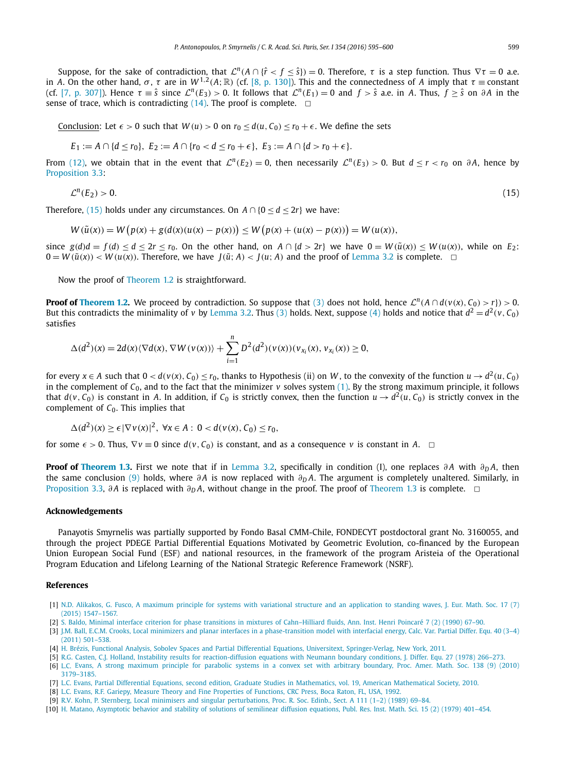Suppose, for the sake of contradiction, that $\mathcal{L}^n(A \cap \{\hat{r} < f \le \hat{s}\}) = 0$. Therefore, $\tau$ is a step function. Thus $\nabla \tau = 0$ a.e. in $A$. On the other hand, $\sigma$, $\tau$ are in $W^{1,2}(A;\mathbb{R})$ (cf. [8, p. 130]). This and the connectedness of $A$ imply that $\tau \equiv$ constant (cf. [7, p. 307]). Hence $\tau \equiv \hat{s}$ since $\mathcal{L}^n(E_3) > 0$. It follows that $\mathcal{L}^n(E_1) = 0$ and $f > \hat{s}$ a.e. in $A$. Thus, $f \ge \hat{s}$ on $\partial A$ in the sense of trace, which is contradicting (14). The proof is complete. $\square$

<u>Conclusion</u>: Let $\epsilon > 0$ such that $W(u) > 0$ on $r_0 \le d(u, C_0) \le r_0 + \epsilon$. We define the sets

$$E_1 := A \cap \{d \le r_0\},\ E_2 := A \cap \{r_0 < d \le r_0 + \epsilon\},\ E_3 := A \cap \{d > r_0 + \epsilon\}.$$

From (12), we obtain that in the event that $\mathcal{L}^n(E_2) = 0$, then necessarily $\mathcal{L}^n(E_3) > 0$. But $d \le r < r_0$ on $\partial A$, hence by Proposition 3.3:

$$\mathcal{L}^n(E_2) > 0. \tag{15}$$

Therefore, (15) holds under any circumstances. On $A \cap \{0 \le d \le 2r\}$ we have:

$$W(\tilde{u}(x)) = W\big(p(x) + g(d(x)(u(x) - p(x))\big) \le W\big(p(x) + (u(x) - p(x))\big) = W(u(x)),$$

since $g(d)d = f(d) \le d \le 2r \le r_0$. On the other hand, on $A \cap \{d > 2r\}$ we have $0 = W(\tilde{u}(x)) \le W(u(x))$, while on $E_2$: $0 = W(\tilde{u}(x)) < W(u(x))$. Therefore, we have $J(\tilde{u}; A) < J(u; A)$ and the proof of Lemma 3.2 is complete. $\square$

Now the proof of Theorem 1.2 is straightforward.

**Proof of Theorem 1.2.** We proceed by contradiction. So suppose that (3) does not hold, hence $\mathcal{L}^n(A \cap d(v(x), C_0) > r\}) > 0$. But this contradicts the minimality of $v$ by Lemma 3.2. Thus (3) holds. Next, suppose (4) holds and notice that $d^2 = d^2(v, C_0)$ satisfies

$$\Delta(d^2)(x) = 2d(x)\langle \nabla d(x), \nabla W(v(x))\rangle + \sum_{i=1}^{n} D^2(d^2)(v(x))(v_{x_i}(x), v_{x_i}(x)) \ge 0,$$

for every $x \in A$ such that $0 < d(v(x), C_0) \le r_0$, thanks to Hypothesis (ii) on $W$, to the convexity of the function $u \to d^2(u, C_0)$ in the complement of $C_0$, and to the fact that the minimizer $v$ solves system (1). By the strong maximum principle, it follows that $d(v, C_0)$ is constant in $A$. In addition, if $C_0$ is strictly convex, then the function $u \to d^2(u, C_0)$ is strictly convex in the complement of $C_0$. This implies that

$$\Delta(d^2)(x) \ge \epsilon |\nabla v(x)|^2,\ \forall x \in A:\ 0 < d(v(x), C_0) \le r_0,$$

for some $\epsilon > 0$. Thus, $\nabla v \equiv 0$ since $d(v, C_0)$ is constant, and as a consequence $v$ is constant in $A$. $\square$

**Proof of Theorem 1.3.** First we note that if in Lemma 3.2, specifically in condition (I), one replaces $\partial A$ with $\partial_D A$, then the same conclusion (9) holds, where $\partial A$ is now replaced with $\partial_D A$. The argument is completely unaltered. Similarly, in Proposition 3.3, $\partial A$ is replaced with $\partial_D A$, without change in the proof. The proof of Theorem 1.3 is complete. $\square$

## Acknowledgements

Panayotis Smyrnelis was partially supported by Fondo Basal CMM-Chile, FONDECYT postdoctoral grant No. 3160055, and through the project PDEGE Partial Differential Equations Motivated by Geometric Evolution, co-financed by the European Union European Social Fund (ESF) and national resources, in the framework of the program Aristeia of the Operational Program Education and Lifelong Learning of the National Strategic Reference Framework (NSRF).

## References

[1] N.D. Alikakos, G. Fusco, A maximum principle for systems with variational structure and an application to standing waves, J. Eur. Math. Soc. 17 (7) (2015) 1547–1567.

[2] S. Baldo, Minimal interface criterion for phase transitions in mixtures of Cahn–Hilliard fluids, Ann. Inst. Henri Poincaré 7 (2) (1990) 67–90.

[3] J.M. Ball, E.C.M. Crooks, Local minimizers and planar interfaces in a phase-transition model with interfacial energy, Calc. Var. Partial Differ. Equ. 40 (3–4) (2011) 501–538.

[4] H. Brézis, Functional Analysis, Sobolev Spaces and Partial Differential Equations, Universitext, Springer-Verlag, New York, 2011.

[5] R.G. Casten, C.J. Holland, Instability results for reaction-diffusion equations with Neumann boundary conditions, J. Differ. Equ. 27 (1978) 266–273.

[6] L.C. Evans, A strong maximum principle for parabolic systems in a convex set with arbitrary boundary, Proc. Amer. Math. Soc. 138 (9) (2010) 3179–3185.

[7] L.C. Evans, Partial Differential Equations, second edition, Graduate Studies in Mathematics, vol. 19, American Mathematical Society, 2010.

[8] L.C. Evans, R.F. Gariepy, Measure Theory and Fine Properties of Functions, CRC Press, Boca Raton, FL, USA, 1992.

[9] R.V. Kohn, P. Sternberg, Local minimisers and singular perturbations, Proc. R. Soc. Edinb., Sect. A 111 (1–2) (1989) 69–84.

[10] H. Matano, Asymptotic behavior and stability of solutions of semilinear diffusion equations, Publ. Res. Inst. Math. Sci. 15 (2) (1979) 401–454.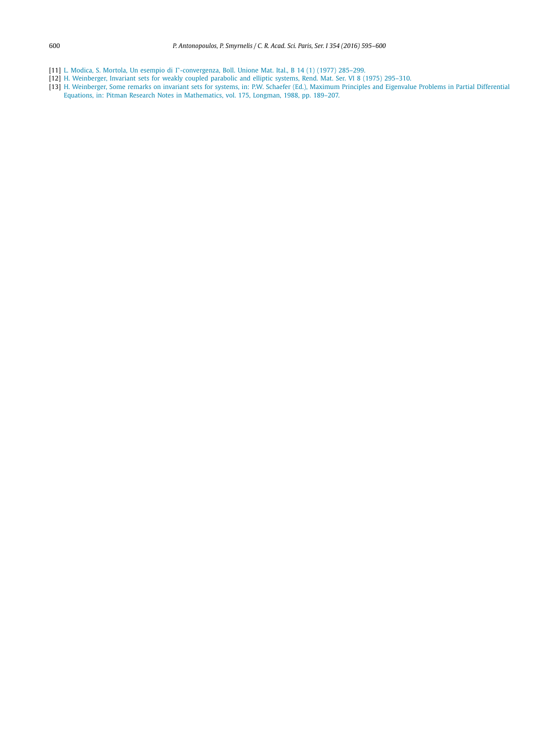[11] L. Modica, S. Mortola, Un esempio di Γ-convergenza, Boll. Unione Mat. Ital., B 14 (1) (1977) 285–299.

[12] H. Weinberger, Invariant sets for weakly coupled parabolic and elliptic systems, Rend. Mat. Ser. VI 8 (1975) 295–310.

[13] H. Weinberger, Some remarks on invariant sets for systems, in: P.W. Schaefer (Ed.), Maximum Principles and Eigenvalue Problems in Partial Differential Equations, in: Pitman Research Notes in Mathematics, vol. 175, Longman, 1988, pp. 189–207.